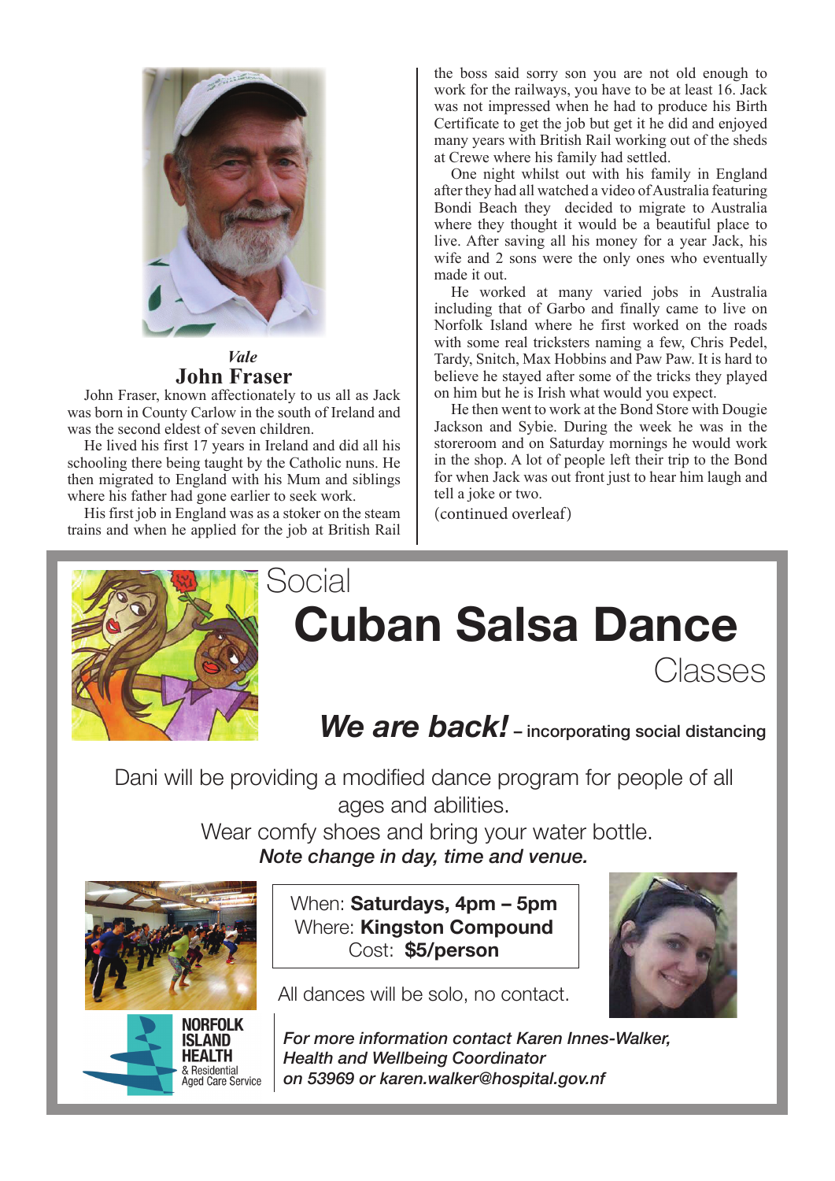*Vale*

## John Fraser

John Fraser, known affectionately to us all as Jack was born in County Carlow in the south of Ireland and was the second eldest of seven children.

He lived his first 17 years in Ireland and did all his schooling there being taught by the Catholic nuns. He then migrated to England with his Mum and siblings where his father had gone earlier to seek work.

His first job in England was as a stoker on the steam trains and when he applied for the job at British Rail the boss said sorry son you are not old enough to work for the railways, you have to be at least 16. Jack was not impressed when he had to produce his Birth Certificate to get the job but get it he did and enjoyed many years with British Rail working out of the sheds at Crewe where his family had settled.

One night whilst out with his family in England after they had all watched a video of Australia featuring Bondi Beach they decided to migrate to Australia where they thought it would be a beautiful place to live. After saving all his money for a year Jack, his wife and 2 sons were the only ones who eventually made it out.

He worked at many varied jobs in Australia including that of Garbo and finally came to live on Norfolk Island where he first worked on the roads with some real tricksters naming a few, Chris Pedel, Tardy, Snitch, Max Hobbins and Paw Paw. It is hard to believe he stayed after some of the tricks they played on him but he is Irish what would you expect.

He then went to work at the Bond Store with Dougie Jackson and Sybie. During the week he was in the storeroom and on Saturday mornings he would work in the shop. A lot of people left their trip to the Bond for when Jack was out front just to hear him laugh and tell a joke or two.

(continued overleaf)

---

Social

# Cuban Salsa Dance

Classes

***We are back!*** – incorporating social distancing

Dani will be providing a modified dance program for people of all ages and abilities.

Wear comfy shoes and bring your water bottle.

***Note change in day, time and venue.***

When: **Saturdays, 4pm – 5pm**
Where: **Kingston Compound**
Cost: **$5/person**

All dances will be solo, no contact.

NORFOLK ISLAND HEALTH & Residential Aged Care Service

***For more information contact Karen Innes-Walker, Health and Wellbeing Coordinator on 53969 or karen.walker@hospital.gov.nf***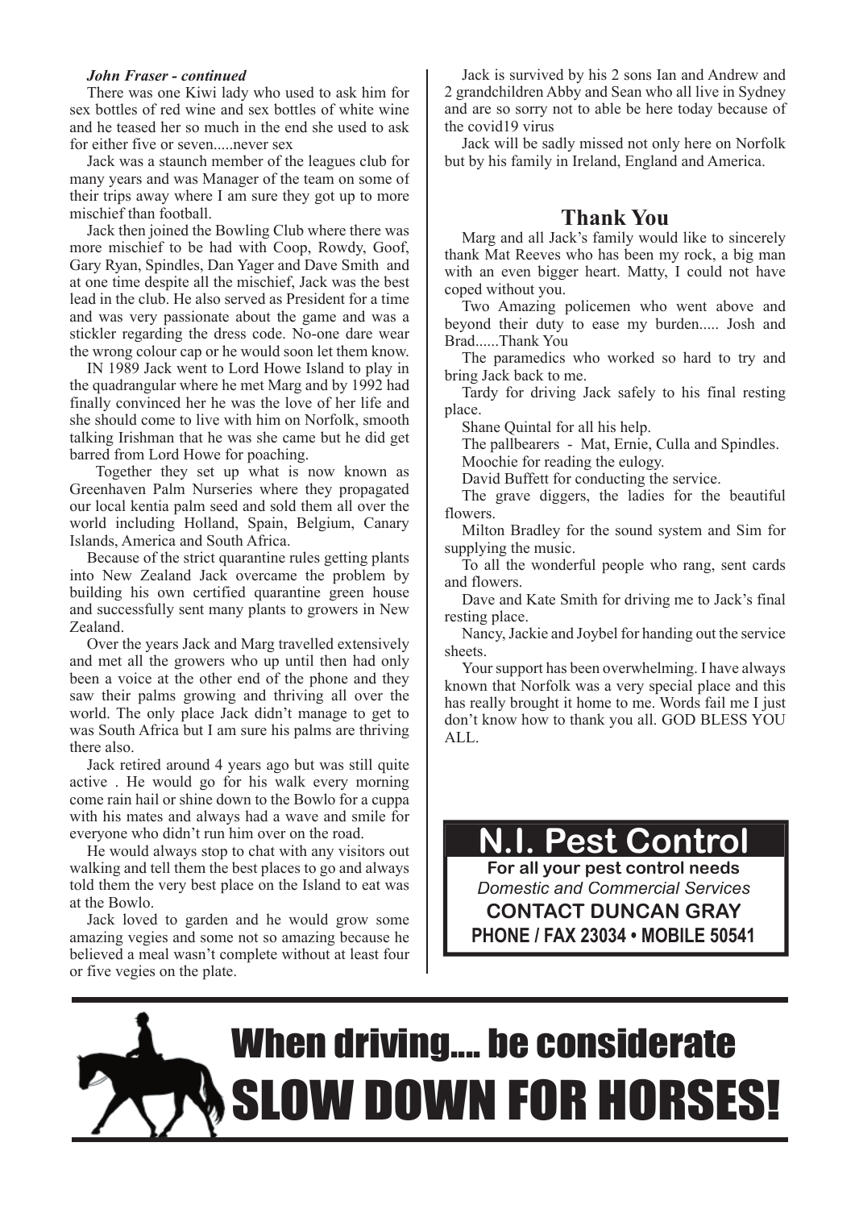***John Fraser - continued***

There was one Kiwi lady who used to ask him for sex bottles of red wine and sex bottles of white wine and he teased her so much in the end she used to ask for either five or seven.....never sex

Jack was a staunch member of the leagues club for many years and was Manager of the team on some of their trips away where I am sure they got up to more mischief than football.

Jack then joined the Bowling Club where there was more mischief to be had with Coop, Rowdy, Goof, Gary Ryan, Spindles, Dan Yager and Dave Smith and at one time despite all the mischief, Jack was the best lead in the club. He also served as President for a time and was very passionate about the game and was a stickler regarding the dress code. No-one dare wear the wrong colour cap or he would soon let them know.

IN 1989 Jack went to Lord Howe Island to play in the quadrangular where he met Marg and by 1992 had finally convinced her he was the love of her life and she should come to live with him on Norfolk, smooth talking Irishman that he was she came but he did get barred from Lord Howe for poaching.

Together they set up what is now known as Greenhaven Palm Nurseries where they propagated our local kentia palm seed and sold them all over the world including Holland, Spain, Belgium, Canary Islands, America and South Africa.

Because of the strict quarantine rules getting plants into New Zealand Jack overcame the problem by building his own certified quarantine green house and successfully sent many plants to growers in New Zealand.

Over the years Jack and Marg travelled extensively and met all the growers who up until then had only been a voice at the other end of the phone and they saw their palms growing and thriving all over the world. The only place Jack didn't manage to get to was South Africa but I am sure his palms are thriving there also.

Jack retired around 4 years ago but was still quite active . He would go for his walk every morning come rain hail or shine down to the Bowlo for a cuppa with his mates and always had a wave and smile for everyone who didn't run him over on the road.

He would always stop to chat with any visitors out walking and tell them the best places to go and always told them the very best place on the Island to eat was at the Bowlo.

Jack loved to garden and he would grow some amazing vegies and some not so amazing because he believed a meal wasn't complete without at least four or five vegies on the plate.

Jack is survived by his 2 sons Ian and Andrew and 2 grandchildren Abby and Sean who all live in Sydney and are so sorry not to able be here today because of the covid19 virus

Jack will be sadly missed not only here on Norfolk but by his family in Ireland, England and America.

## Thank You

Marg and all Jack's family would like to sincerely thank Mat Reeves who has been my rock, a big man with an even bigger heart. Matty, I could not have coped without you.

Two Amazing policemen who went above and beyond their duty to ease my burden..... Josh and Brad......Thank You

The paramedics who worked so hard to try and bring Jack back to me.

Tardy for driving Jack safely to his final resting place.

Shane Quintal for all his help.

The pallbearers - Mat, Ernie, Culla and Spindles.

Moochie for reading the eulogy.

David Buffett for conducting the service.

The grave diggers, the ladies for the beautiful flowers.

Milton Bradley for the sound system and Sim for supplying the music.

To all the wonderful people who rang, sent cards and flowers.

Dave and Kate Smith for driving me to Jack's final resting place.

Nancy, Jackie and Joybel for handing out the service sheets.

Your support has been overwhelming. I have always known that Norfolk was a very special place and this has really brought it home to me. Words fail me I just don't know how to thank you all. GOD BLESS YOU ALL.

## N.I. Pest Control

**For all your pest control needs**

*Domestic and Commercial Services*

**CONTACT DUNCAN GRAY**

**PHONE / FAX 23034 • MOBILE 50541**

## When driving.... be considerate

## SLOW DOWN FOR HORSES!